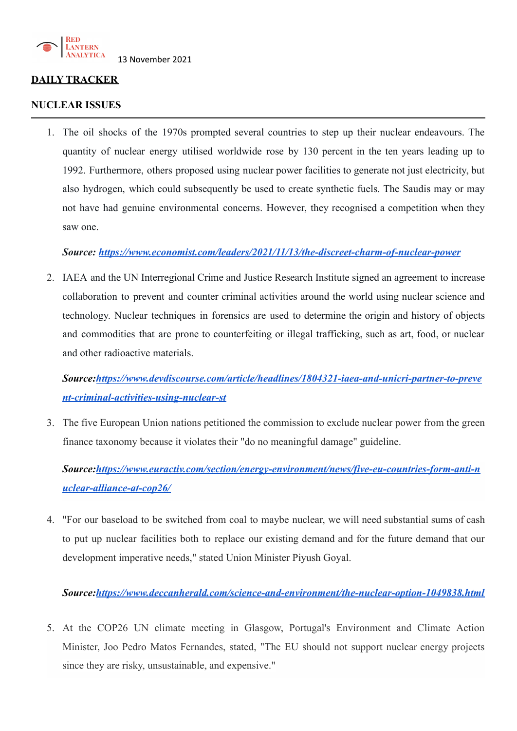RED LANTERN ANALYTICA

13 November 2021

**DAILY TRACKER**

**NUCLEAR ISSUES**

---

1. The oil shocks of the 1970s prompted several countries to step up their nuclear endeavours. The quantity of nuclear energy utilised worldwide rose by 130 percent in the ten years leading up to 1992. Furthermore, others proposed using nuclear power facilities to generate not just electricity, but also hydrogen, which could subsequently be used to create synthetic fuels. The Saudis may or may not have had genuine environmental concerns. However, they recognised a competition when they saw one.

   ***Source: [https://www.economist.com/leaders/2021/11/13/the-discreet-charm-of-nuclear-power](https://www.economist.com/leaders/2021/11/13/the-discreet-charm-of-nuclear-power)***

2. IAEA and the UN Interregional Crime and Justice Research Institute signed an agreement to increase collaboration to prevent and counter criminal activities around the world using nuclear science and technology. Nuclear techniques in forensics are used to determine the origin and history of objects and commodities that are prone to counterfeiting or illegal trafficking, such as art, food, or nuclear and other radioactive materials.

   ***Source:[https://www.devdiscourse.com/article/headlines/1804321-iaea-and-unicri-partner-to-prevent-criminal-activities-using-nuclear-st](https://www.devdiscourse.com/article/headlines/1804321-iaea-and-unicri-partner-to-prevent-criminal-activities-using-nuclear-st)***

3. The five European Union nations petitioned the commission to exclude nuclear power from the green finance taxonomy because it violates their "do no meaningful damage" guideline.

   ***Source:[https://www.euractiv.com/section/energy-environment/news/five-eu-countries-form-anti-nuclear-alliance-at-cop26/](https://www.euractiv.com/section/energy-environment/news/five-eu-countries-form-anti-nuclear-alliance-at-cop26/)***

4. "For our baseload to be switched from coal to maybe nuclear, we will need substantial sums of cash to put up nuclear facilities both to replace our existing demand and for the future demand that our development imperative needs," stated Union Minister Piyush Goyal.

   ***Source:[https://www.deccanherald.com/science-and-environment/the-nuclear-option-1049838.html](https://www.deccanherald.com/science-and-environment/the-nuclear-option-1049838.html)***

5. At the COP26 UN climate meeting in Glasgow, Portugal's Environment and Climate Action Minister, Joo Pedro Matos Fernandes, stated, "The EU should not support nuclear energy projects since they are risky, unsustainable, and expensive."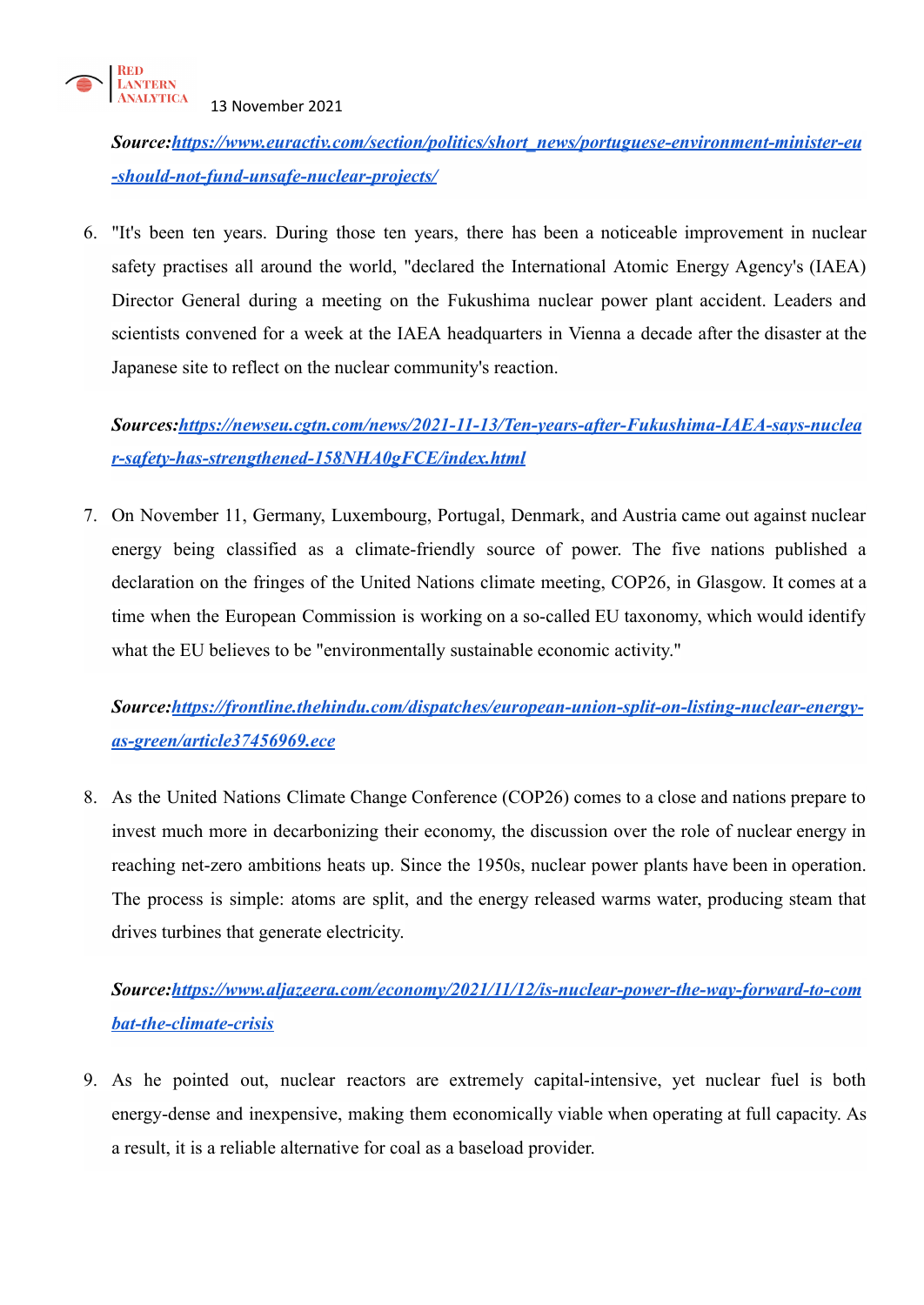***Source:[https://www.euractiv.com/section/politics/short_news/portuguese-environment-minister-eu-should-not-fund-unsafe-nuclear-projects/](https://www.euractiv.com/section/politics/short_news/portuguese-environment-minister-eu-should-not-fund-unsafe-nuclear-projects/)***

6. "It's been ten years. During those ten years, there has been a noticeable improvement in nuclear safety practises all around the world, "declared the International Atomic Energy Agency's (IAEA) Director General during a meeting on the Fukushima nuclear power plant accident. Leaders and scientists convened for a week at the IAEA headquarters in Vienna a decade after the disaster at the Japanese site to reflect on the nuclear community's reaction.

   ***Sources:[https://newseu.cgtn.com/news/2021-11-13/Ten-years-after-Fukushima-IAEA-says-nuclear-safety-has-strengthened-158NHA0gFCE/index.html](https://newseu.cgtn.com/news/2021-11-13/Ten-years-after-Fukushima-IAEA-says-nuclear-safety-has-strengthened-158NHA0gFCE/index.html)***

7. On November 11, Germany, Luxembourg, Portugal, Denmark, and Austria came out against nuclear energy being classified as a climate-friendly source of power. The five nations published a declaration on the fringes of the United Nations climate meeting, COP26, in Glasgow. It comes at a time when the European Commission is working on a so-called EU taxonomy, which would identify what the EU believes to be "environmentally sustainable economic activity."

   ***Source:[https://frontline.thehindu.com/dispatches/european-union-split-on-listing-nuclear-energy-as-green/article37456969.ece](https://frontline.thehindu.com/dispatches/european-union-split-on-listing-nuclear-energy-as-green/article37456969.ece)***

8. As the United Nations Climate Change Conference (COP26) comes to a close and nations prepare to invest much more in decarbonizing their economy, the discussion over the role of nuclear energy in reaching net-zero ambitions heats up. Since the 1950s, nuclear power plants have been in operation. The process is simple: atoms are split, and the energy released warms water, producing steam that drives turbines that generate electricity.

   ***Source:[https://www.aljazeera.com/economy/2021/11/12/is-nuclear-power-the-way-forward-to-combat-the-climate-crisis](https://www.aljazeera.com/economy/2021/11/12/is-nuclear-power-the-way-forward-to-combat-the-climate-crisis)***

9. As he pointed out, nuclear reactors are extremely capital-intensive, yet nuclear fuel is both energy-dense and inexpensive, making them economically viable when operating at full capacity. As a result, it is a reliable alternative for coal as a baseload provider.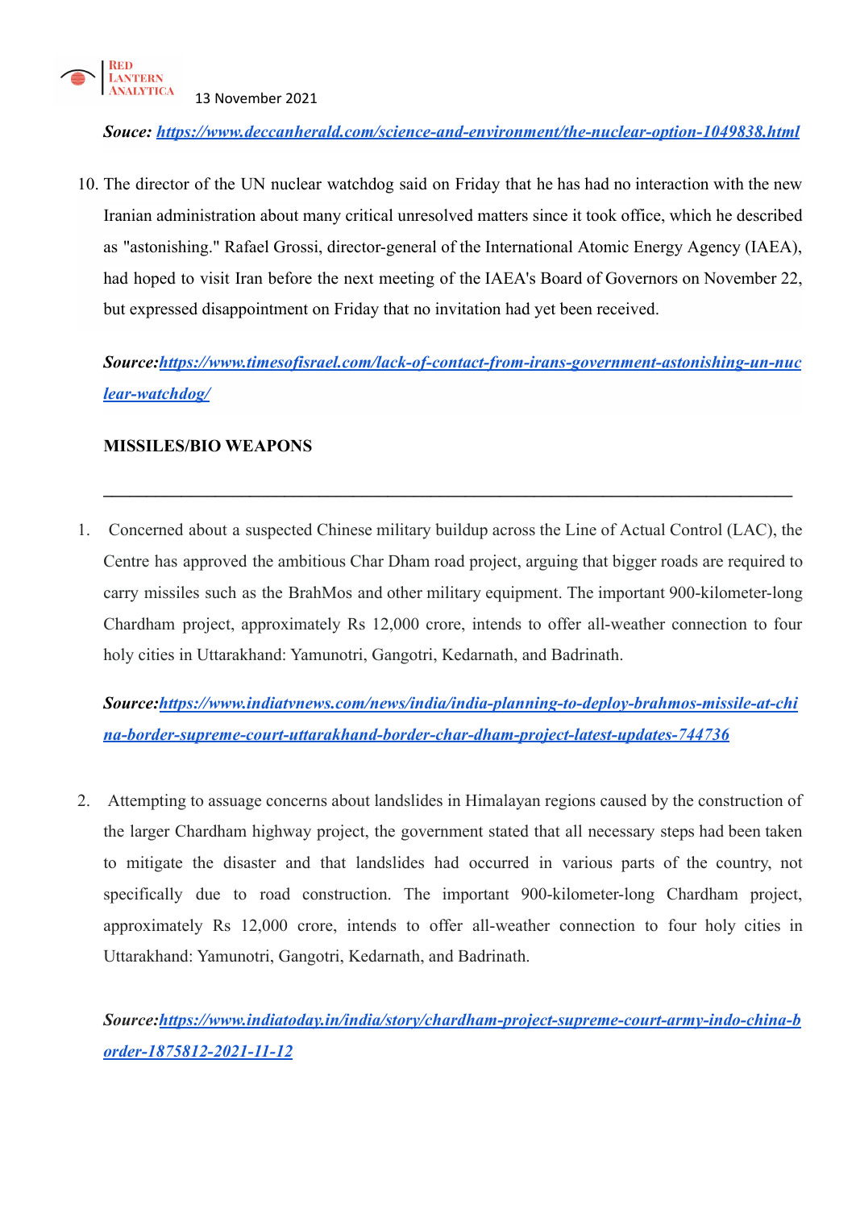***Souce: [https://www.deccanherald.com/science-and-environment/the-nuclear-option-1049838.html](https://www.deccanherald.com/science-and-environment/the-nuclear-option-1049838.html)***

10. The director of the UN nuclear watchdog said on Friday that he has had no interaction with the new Iranian administration about many critical unresolved matters since it took office, which he described as "astonishing." Rafael Grossi, director-general of the International Atomic Energy Agency (IAEA), had hoped to visit Iran before the next meeting of the IAEA's Board of Governors on November 22, but expressed disappointment on Friday that no invitation had yet been received.

    ***Source:[https://www.timesofisrael.com/lack-of-contact-from-irans-government-astonishing-un-nuclear-watchdog/](https://www.timesofisrael.com/lack-of-contact-from-irans-government-astonishing-un-nuclear-watchdog/)***

**MISSILES/BIO WEAPONS**

---

1. Concerned about a suspected Chinese military buildup across the Line of Actual Control (LAC), the Centre has approved the ambitious Char Dham road project, arguing that bigger roads are required to carry missiles such as the BrahMos and other military equipment. The important 900-kilometer-long Chardham project, approximately Rs 12,000 crore, intends to offer all-weather connection to four holy cities in Uttarakhand: Yamunotri, Gangotri, Kedarnath, and Badrinath.

    ***Source:[https://www.indiatvnews.com/news/india/india-planning-to-deploy-brahmos-missile-at-china-border-supreme-court-uttarakhand-border-char-dham-project-latest-updates-744736](https://www.indiatvnews.com/news/india/india-planning-to-deploy-brahmos-missile-at-china-border-supreme-court-uttarakhand-border-char-dham-project-latest-updates-744736)***

2. Attempting to assuage concerns about landslides in Himalayan regions caused by the construction of the larger Chardham highway project, the government stated that all necessary steps had been taken to mitigate the disaster and that landslides had occurred in various parts of the country, not specifically due to road construction. The important 900-kilometer-long Chardham project, approximately Rs 12,000 crore, intends to offer all-weather connection to four holy cities in Uttarakhand: Yamunotri, Gangotri, Kedarnath, and Badrinath.

    ***Source:[https://www.indiatoday.in/india/story/chardham-project-supreme-court-army-indo-china-border-1875812-2021-11-12](https://www.indiatoday.in/india/story/chardham-project-supreme-court-army-indo-china-border-1875812-2021-11-12)***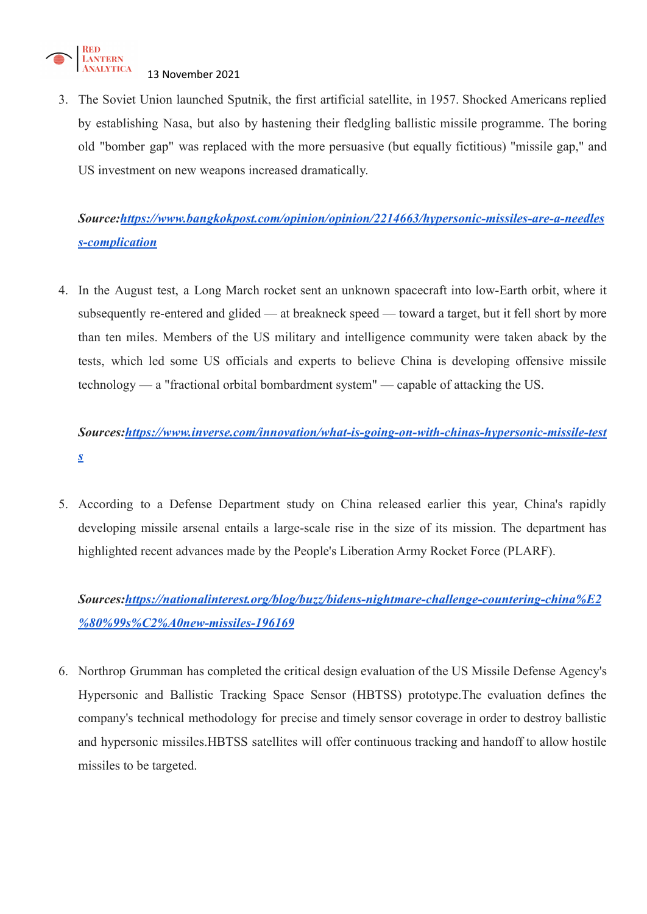3. The Soviet Union launched Sputnik, the first artificial satellite, in 1957. Shocked Americans replied by establishing Nasa, but also by hastening their fledgling ballistic missile programme. The boring old "bomber gap" was replaced with the more persuasive (but equally fictitious) "missile gap," and US investment on new weapons increased dramatically.

   ***Source:**[**https://www.bangkokpost.com/opinion/opinion/2214663/hypersonic-missiles-are-a-needless-complication**](https://www.bangkokpost.com/opinion/opinion/2214663/hypersonic-missiles-are-a-needless-complication)*

4. In the August test, a Long March rocket sent an unknown spacecraft into low-Earth orbit, where it subsequently re-entered and glided — at breakneck speed — toward a target, but it fell short by more than ten miles. Members of the US military and intelligence community were taken aback by the tests, which led some US officials and experts to believe China is developing offensive missile technology — a "fractional orbital bombardment system" — capable of attacking the US.

   ***Sources:**[**https://www.inverse.com/innovation/what-is-going-on-with-chinas-hypersonic-missile-tests**](https://www.inverse.com/innovation/what-is-going-on-with-chinas-hypersonic-missile-tests)*

5. According to a Defense Department study on China released earlier this year, China's rapidly developing missile arsenal entails a large-scale rise in the size of its mission. The department has highlighted recent advances made by the People's Liberation Army Rocket Force (PLARF).

   ***Sources:**[**https://nationalinterest.org/blog/buzz/bidens-nightmare-challenge-countering-china%E2%80%99s%C2%A0new-missiles-196169**](https://nationalinterest.org/blog/buzz/bidens-nightmare-challenge-countering-china%E2%80%99s%C2%A0new-missiles-196169)*

6. Northrop Grumman has completed the critical design evaluation of the US Missile Defense Agency's Hypersonic and Ballistic Tracking Space Sensor (HBTSS) prototype.The evaluation defines the company's technical methodology for precise and timely sensor coverage in order to destroy ballistic and hypersonic missiles.HBTSS satellites will offer continuous tracking and handoff to allow hostile missiles to be targeted.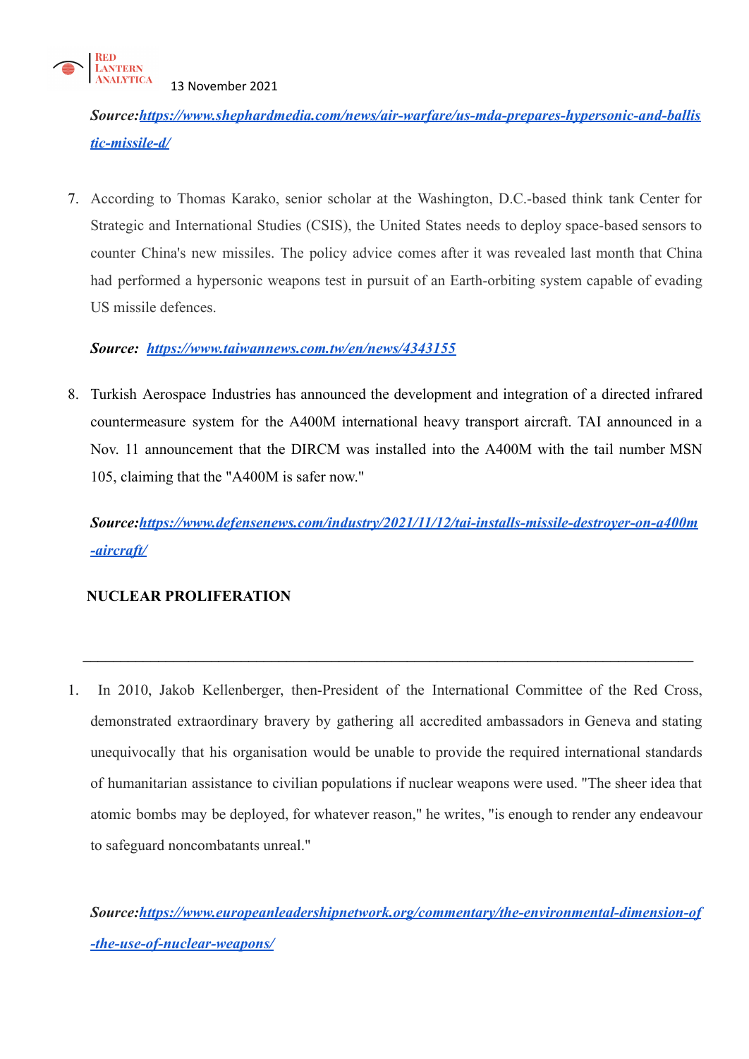***Source:*** ***[https://www.shephardmedia.com/news/air-warfare/us-mda-prepares-hypersonic-and-ballistic-missile-d/](https://www.shephardmedia.com/news/air-warfare/us-mda-prepares-hypersonic-and-ballistic-missile-d/)***

7. According to Thomas Karako, senior scholar at the Washington, D.C.-based think tank Center for Strategic and International Studies (CSIS), the United States needs to deploy space-based sensors to counter China's new missiles. The policy advice comes after it was revealed last month that China had performed a hypersonic weapons test in pursuit of an Earth-orbiting system capable of evading US missile defences.

   ***Source:*** ***[https://www.taiwannews.com.tw/en/news/4343155](https://www.taiwannews.com.tw/en/news/4343155)***

8. Turkish Aerospace Industries has announced the development and integration of a directed infrared countermeasure system for the A400M international heavy transport aircraft. TAI announced in a Nov. 11 announcement that the DIRCM was installed into the A400M with the tail number MSN 105, claiming that the "A400M is safer now."

   ***Source:*** ***[https://www.defensenews.com/industry/2021/11/12/tai-installs-missile-destroyer-on-a400m-aircraft/](https://www.defensenews.com/industry/2021/11/12/tai-installs-missile-destroyer-on-a400m-aircraft/)***

**NUCLEAR PROLIFERATION**

---

1. In 2010, Jakob Kellenberger, then-President of the International Committee of the Red Cross, demonstrated extraordinary bravery by gathering all accredited ambassadors in Geneva and stating unequivocally that his organisation would be unable to provide the required international standards of humanitarian assistance to civilian populations if nuclear weapons were used. "The sheer idea that atomic bombs may be deployed, for whatever reason," he writes, "is enough to render any endeavour to safeguard noncombatants unreal."

   ***Source:*** ***[https://www.europeanleadershipnetwork.org/commentary/the-environmental-dimension-of-the-use-of-nuclear-weapons/](https://www.europeanleadershipnetwork.org/commentary/the-environmental-dimension-of-the-use-of-nuclear-weapons/)***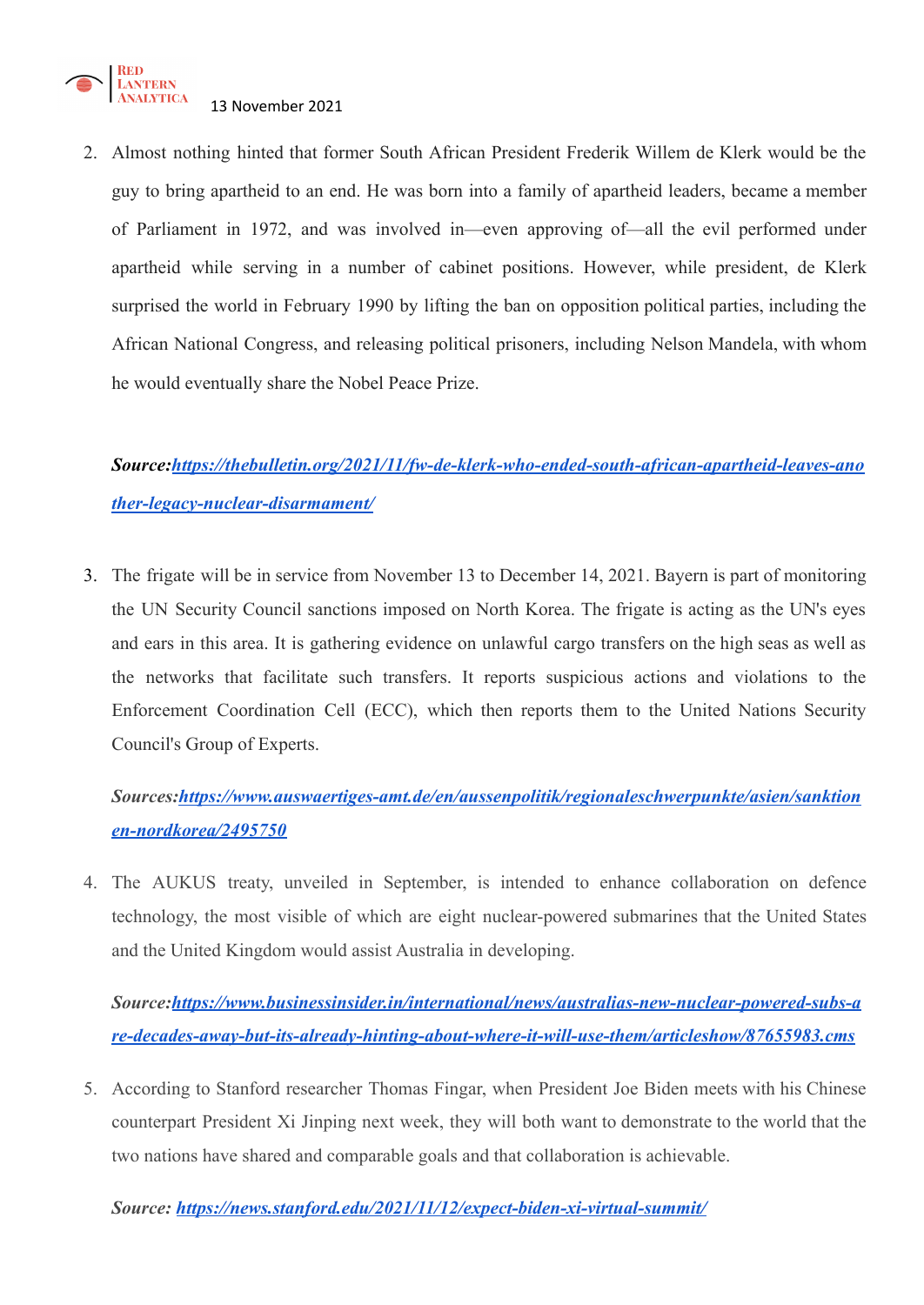2. Almost nothing hinted that former South African President Frederik Willem de Klerk would be the guy to bring apartheid to an end. He was born into a family of apartheid leaders, became a member of Parliament in 1972, and was involved in—even approving of—all the evil performed under apartheid while serving in a number of cabinet positions. However, while president, de Klerk surprised the world in February 1990 by lifting the ban on opposition political parties, including the African National Congress, and releasing political prisoners, including Nelson Mandela, with whom he would eventually share the Nobel Peace Prize.

   ***Source:[https://thebulletin.org/2021/11/fw-de-klerk-who-ended-south-african-apartheid-leaves-another-legacy-nuclear-disarmament/](https://thebulletin.org/2021/11/fw-de-klerk-who-ended-south-african-apartheid-leaves-another-legacy-nuclear-disarmament/)***

3. The frigate will be in service from November 13 to December 14, 2021. Bayern is part of monitoring the UN Security Council sanctions imposed on North Korea. The frigate is acting as the UN's eyes and ears in this area. It is gathering evidence on unlawful cargo transfers on the high seas as well as the networks that facilitate such transfers. It reports suspicious actions and violations to the Enforcement Coordination Cell (ECC), which then reports them to the United Nations Security Council's Group of Experts.

   ***Sources:[https://www.auswaertiges-amt.de/en/aussenpolitik/regionaleschwerpunkte/asien/sanktionen-nordkorea/2495750](https://www.auswaertiges-amt.de/en/aussenpolitik/regionaleschwerpunkte/asien/sanktionen-nordkorea/2495750)***

4. The AUKUS treaty, unveiled in September, is intended to enhance collaboration on defence technology, the most visible of which are eight nuclear-powered submarines that the United States and the United Kingdom would assist Australia in developing.

   ***Source:[https://www.businessinsider.in/international/news/australias-new-nuclear-powered-subs-are-decades-away-but-its-already-hinting-about-where-it-will-use-them/articleshow/87655983.cms](https://www.businessinsider.in/international/news/australias-new-nuclear-powered-subs-are-decades-away-but-its-already-hinting-about-where-it-will-use-them/articleshow/87655983.cms)***

5. According to Stanford researcher Thomas Fingar, when President Joe Biden meets with his Chinese counterpart President Xi Jinping next week, they will both want to demonstrate to the world that the two nations have shared and comparable goals and that collaboration is achievable.

   ***Source: [https://news.stanford.edu/2021/11/12/expect-biden-xi-virtual-summit/](https://news.stanford.edu/2021/11/12/expect-biden-xi-virtual-summit/)***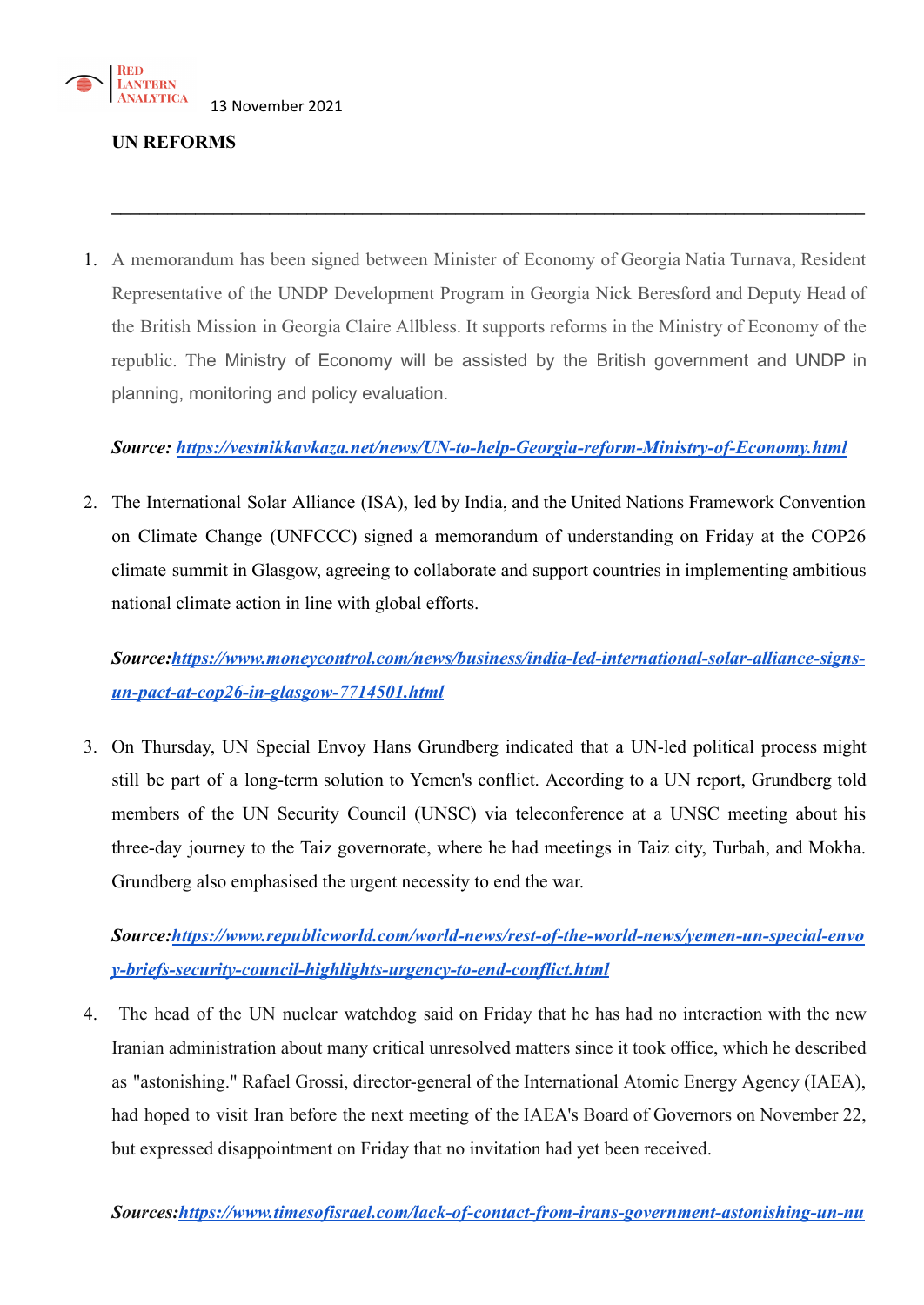13 November 2021

**UN REFORMS**

---

1. A memorandum has been signed between Minister of Economy of Georgia Natia Turnava, Resident Representative of the UNDP Development Program in Georgia Nick Beresford and Deputy Head of the British Mission in Georgia Claire Allbless. It supports reforms in the Ministry of Economy of the republic. The Ministry of Economy will be assisted by the British government and UNDP in planning, monitoring and policy evaluation.

   ***Source: [https://vestnikkavkaza.net/news/UN-to-help-Georgia-reform-Ministry-of-Economy.html](https://vestnikkavkaza.net/news/UN-to-help-Georgia-reform-Ministry-of-Economy.html)***

2. The International Solar Alliance (ISA), led by India, and the United Nations Framework Convention on Climate Change (UNFCCC) signed a memorandum of understanding on Friday at the COP26 climate summit in Glasgow, agreeing to collaborate and support countries in implementing ambitious national climate action in line with global efforts.

   ***Source:[https://www.moneycontrol.com/news/business/india-led-international-solar-alliance-signs-un-pact-at-cop26-in-glasgow-7714501.html](https://www.moneycontrol.com/news/business/india-led-international-solar-alliance-signs-un-pact-at-cop26-in-glasgow-7714501.html)***

3. On Thursday, UN Special Envoy Hans Grundberg indicated that a UN-led political process might still be part of a long-term solution to Yemen's conflict. According to a UN report, Grundberg told members of the UN Security Council (UNSC) via teleconference at a UNSC meeting about his three-day journey to the Taiz governorate, where he had meetings in Taiz city, Turbah, and Mokha. Grundberg also emphasised the urgent necessity to end the war.

   ***Source:[https://www.republicworld.com/world-news/rest-of-the-world-news/yemen-un-special-envoy-briefs-security-council-highlights-urgency-to-end-conflict.html](https://www.republicworld.com/world-news/rest-of-the-world-news/yemen-un-special-envoy-briefs-security-council-highlights-urgency-to-end-conflict.html)***

4. The head of the UN nuclear watchdog said on Friday that he has had no interaction with the new Iranian administration about many critical unresolved matters since it took office, which he described as "astonishing." Rafael Grossi, director-general of the International Atomic Energy Agency (IAEA), had hoped to visit Iran before the next meeting of the IAEA's Board of Governors on November 22, but expressed disappointment on Friday that no invitation had yet been received.

   ***Sources:https://www.timesofisrael.com/lack-of-contact-from-irans-government-astonishing-un-nu***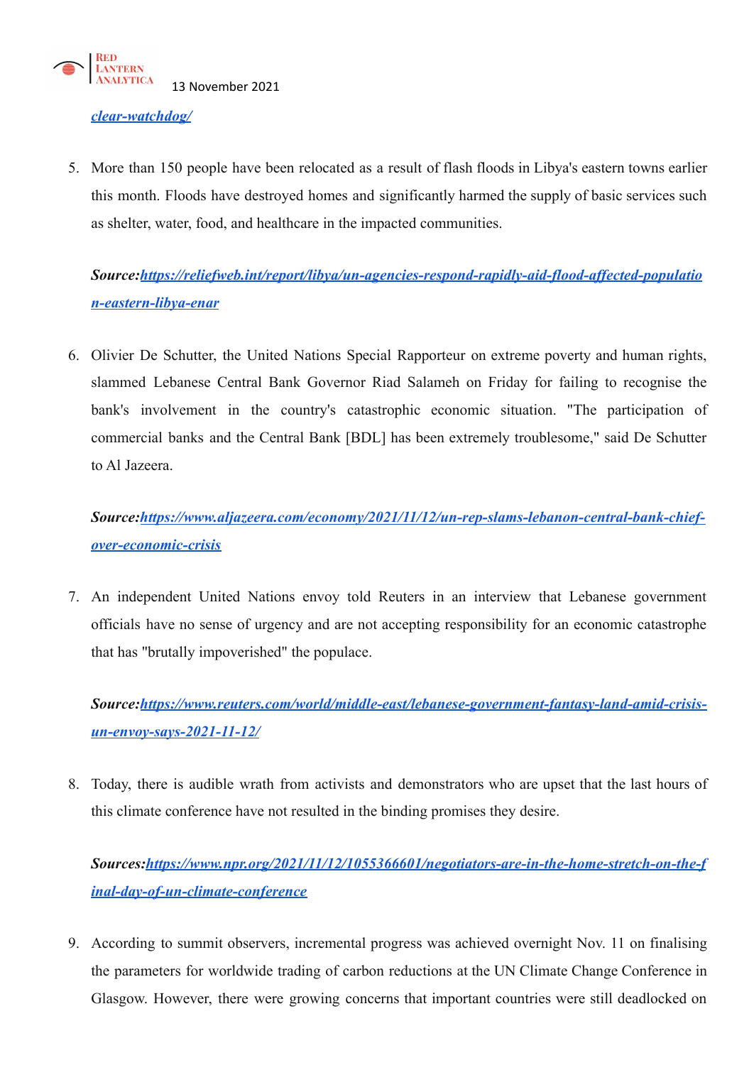*[clear-watchdog/](clear-watchdog/)*

5. More than 150 people have been relocated as a result of flash floods in Libya's eastern towns earlier this month. Floods have destroyed homes and significantly harmed the supply of basic services such as shelter, water, food, and healthcare in the impacted communities.

   ***Source:[https://reliefweb.int/report/libya/un-agencies-respond-rapidly-aid-flood-affected-population-eastern-libya-enar](https://reliefweb.int/report/libya/un-agencies-respond-rapidly-aid-flood-affected-population-eastern-libya-enar)***

6. Olivier De Schutter, the United Nations Special Rapporteur on extreme poverty and human rights, slammed Lebanese Central Bank Governor Riad Salameh on Friday for failing to recognise the bank's involvement in the country's catastrophic economic situation. "The participation of commercial banks and the Central Bank [BDL] has been extremely troublesome," said De Schutter to Al Jazeera.

   ***Source:[https://www.aljazeera.com/economy/2021/11/12/un-rep-slams-lebanon-central-bank-chief-over-economic-crisis](https://www.aljazeera.com/economy/2021/11/12/un-rep-slams-lebanon-central-bank-chief-over-economic-crisis)***

7. An independent United Nations envoy told Reuters in an interview that Lebanese government officials have no sense of urgency and are not accepting responsibility for an economic catastrophe that has "brutally impoverished" the populace.

   ***Source:[https://www.reuters.com/world/middle-east/lebanese-government-fantasy-land-amid-crisis-un-envoy-says-2021-11-12/](https://www.reuters.com/world/middle-east/lebanese-government-fantasy-land-amid-crisis-un-envoy-says-2021-11-12/)***

8. Today, there is audible wrath from activists and demonstrators who are upset that the last hours of this climate conference have not resulted in the binding promises they desire.

   ***Sources:[https://www.npr.org/2021/11/12/1055366601/negotiators-are-in-the-home-stretch-on-the-final-day-of-un-climate-conference](https://www.npr.org/2021/11/12/1055366601/negotiators-are-in-the-home-stretch-on-the-final-day-of-un-climate-conference)***

9. According to summit observers, incremental progress was achieved overnight Nov. 11 on finalising the parameters for worldwide trading of carbon reductions at the UN Climate Change Conference in Glasgow. However, there were growing concerns that important countries were still deadlocked on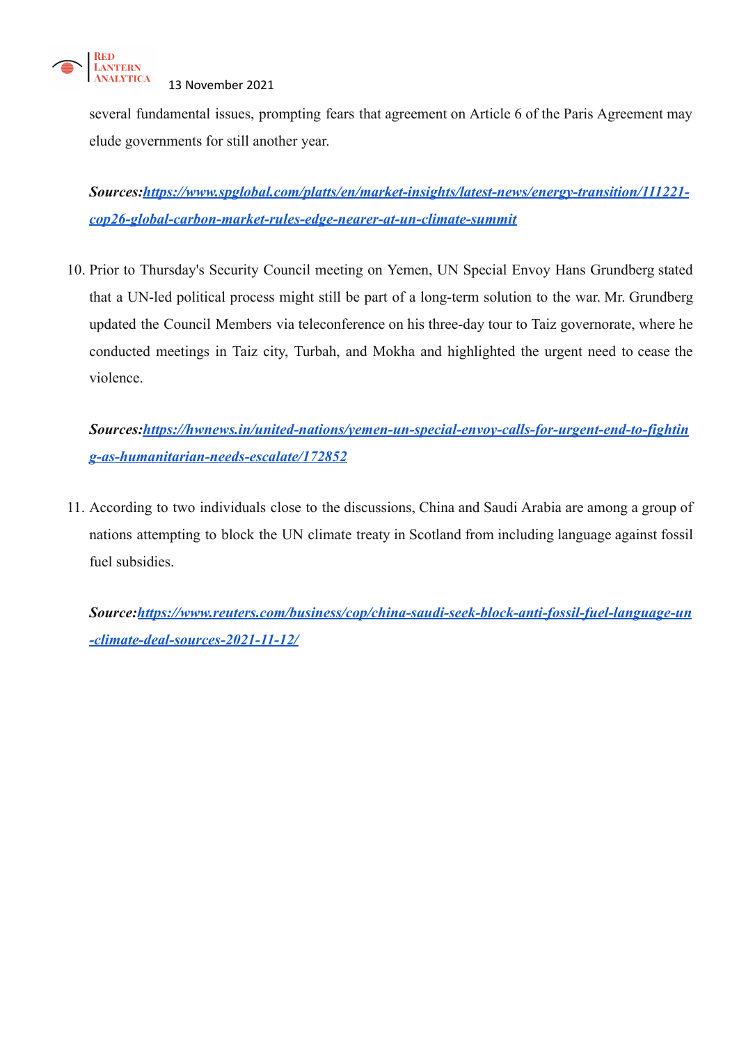several fundamental issues, prompting fears that agreement on Article 6 of the Paris Agreement may elude governments for still another year.

***Sources:[https://www.spglobal.com/platts/en/market-insights/latest-news/energy-transition/111221-cop26-global-carbon-market-rules-edge-nearer-at-un-climate-summit](https://www.spglobal.com/platts/en/market-insights/latest-news/energy-transition/111221-cop26-global-carbon-market-rules-edge-nearer-at-un-climate-summit)***

10. Prior to Thursday's Security Council meeting on Yemen, UN Special Envoy Hans Grundberg stated that a UN-led political process might still be part of a long-term solution to the war. Mr. Grundberg updated the Council Members via teleconference on his three-day tour to Taiz governorate, where he conducted meetings in Taiz city, Turbah, and Mokha and highlighted the urgent need to cease the violence.

    ***Sources:[https://hwnews.in/united-nations/yemen-un-special-envoy-calls-for-urgent-end-to-fighting-as-humanitarian-needs-escalate/172852](https://hwnews.in/united-nations/yemen-un-special-envoy-calls-for-urgent-end-to-fighting-as-humanitarian-needs-escalate/172852)***

11. According to two individuals close to the discussions, China and Saudi Arabia are among a group of nations attempting to block the UN climate treaty in Scotland from including language against fossil fuel subsidies.

    ***Source:[https://www.reuters.com/business/cop/china-saudi-seek-block-anti-fossil-fuel-language-un-climate-deal-sources-2021-11-12/](https://www.reuters.com/business/cop/china-saudi-seek-block-anti-fossil-fuel-language-un-climate-deal-sources-2021-11-12/)***